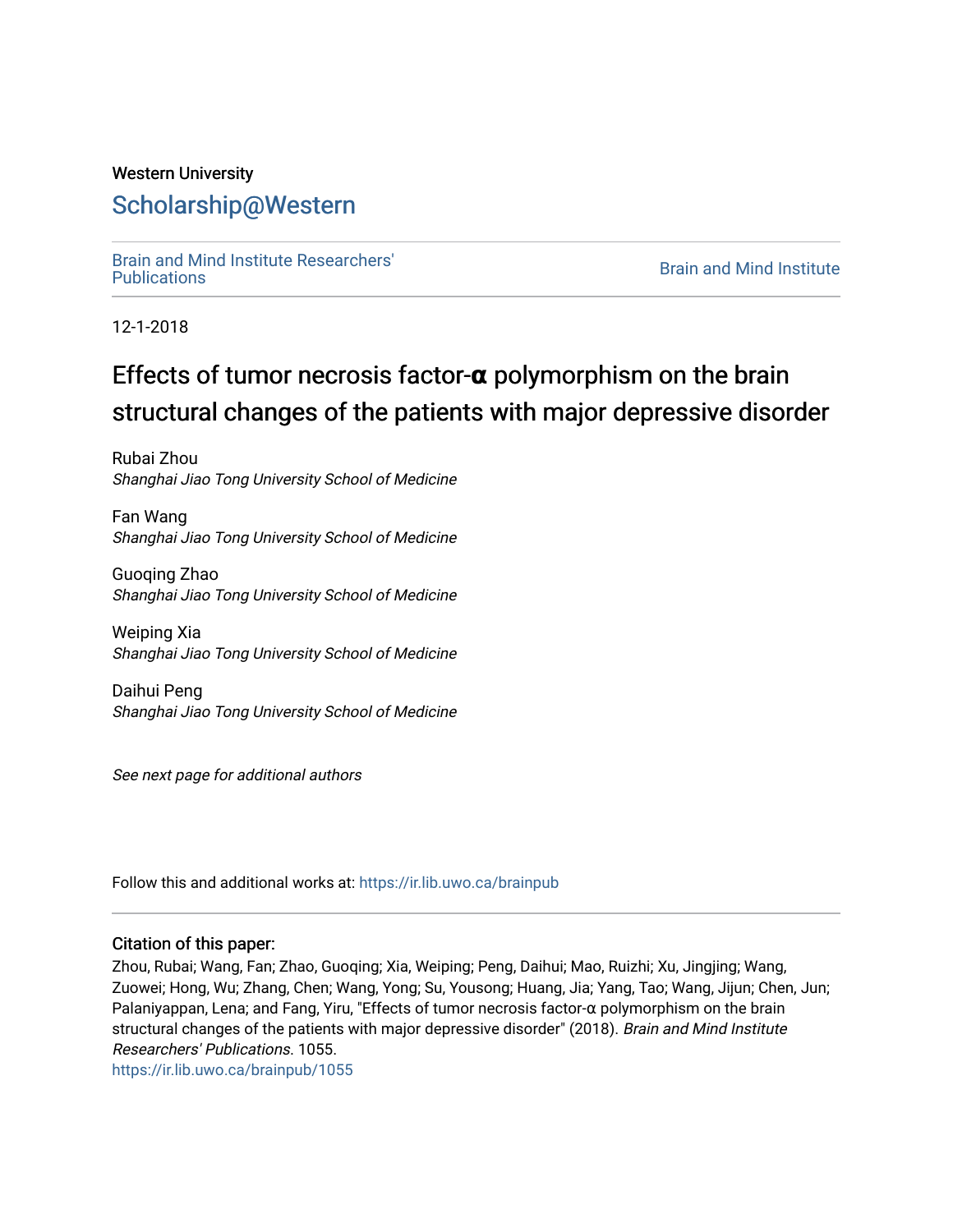Western University

# Scholarship@Western

Brain and Mind Institute Researchers' Publications

Brain and Mind Institute

12-1-2018

# Effects of tumor necrosis factor-α polymorphism on the brain structural changes of the patients with major depressive disorder

Rubai Zhou
*Shanghai Jiao Tong University School of Medicine*

Fan Wang
*Shanghai Jiao Tong University School of Medicine*

Guoqing Zhao
*Shanghai Jiao Tong University School of Medicine*

Weiping Xia
*Shanghai Jiao Tong University School of Medicine*

Daihui Peng
*Shanghai Jiao Tong University School of Medicine*

*See next page for additional authors*

Follow this and additional works at: https://ir.lib.uwo.ca/brainpub

## Citation of this paper:

Zhou, Rubai; Wang, Fan; Zhao, Guoqing; Xia, Weiping; Peng, Daihui; Mao, Ruizhi; Xu, Jingjing; Wang, Zuowei; Hong, Wu; Zhang, Chen; Wang, Yong; Su, Yousong; Huang, Jia; Yang, Tao; Wang, Jijun; Chen, Jun; Palaniyappan, Lena; and Fang, Yiru, "Effects of tumor necrosis factor-α polymorphism on the brain structural changes of the patients with major depressive disorder" (2018). *Brain and Mind Institute Researchers' Publications*. 1055.
https://ir.lib.uwo.ca/brainpub/1055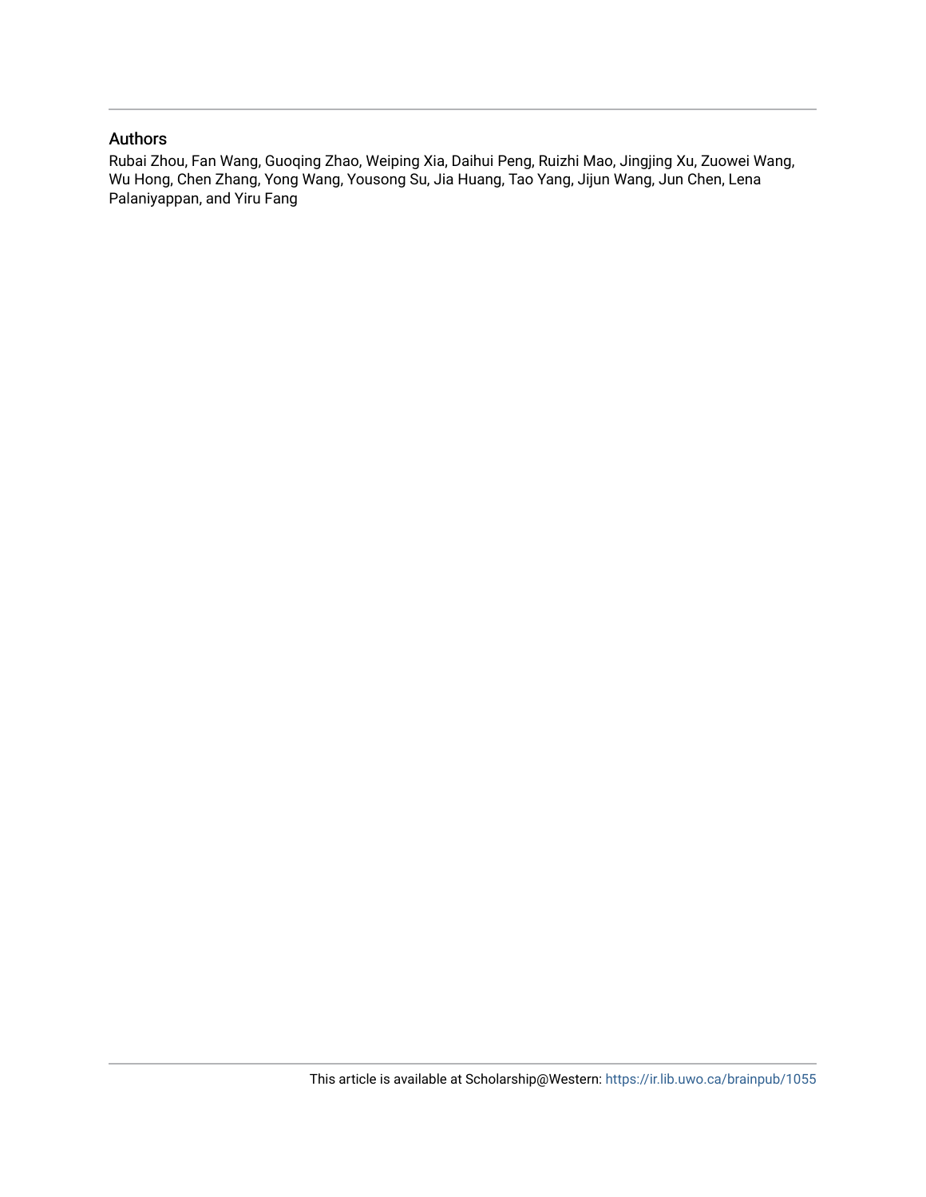## Authors

Rubai Zhou, Fan Wang, Guoqing Zhao, Weiping Xia, Daihui Peng, Ruizhi Mao, Jingjing Xu, Zuowei Wang, Wu Hong, Chen Zhang, Yong Wang, Yousong Su, Jia Huang, Tao Yang, Jijun Wang, Jun Chen, Lena Palaniyappan, and Yiru Fang

This article is available at Scholarship@Western: https://ir.lib.uwo.ca/brainpub/1055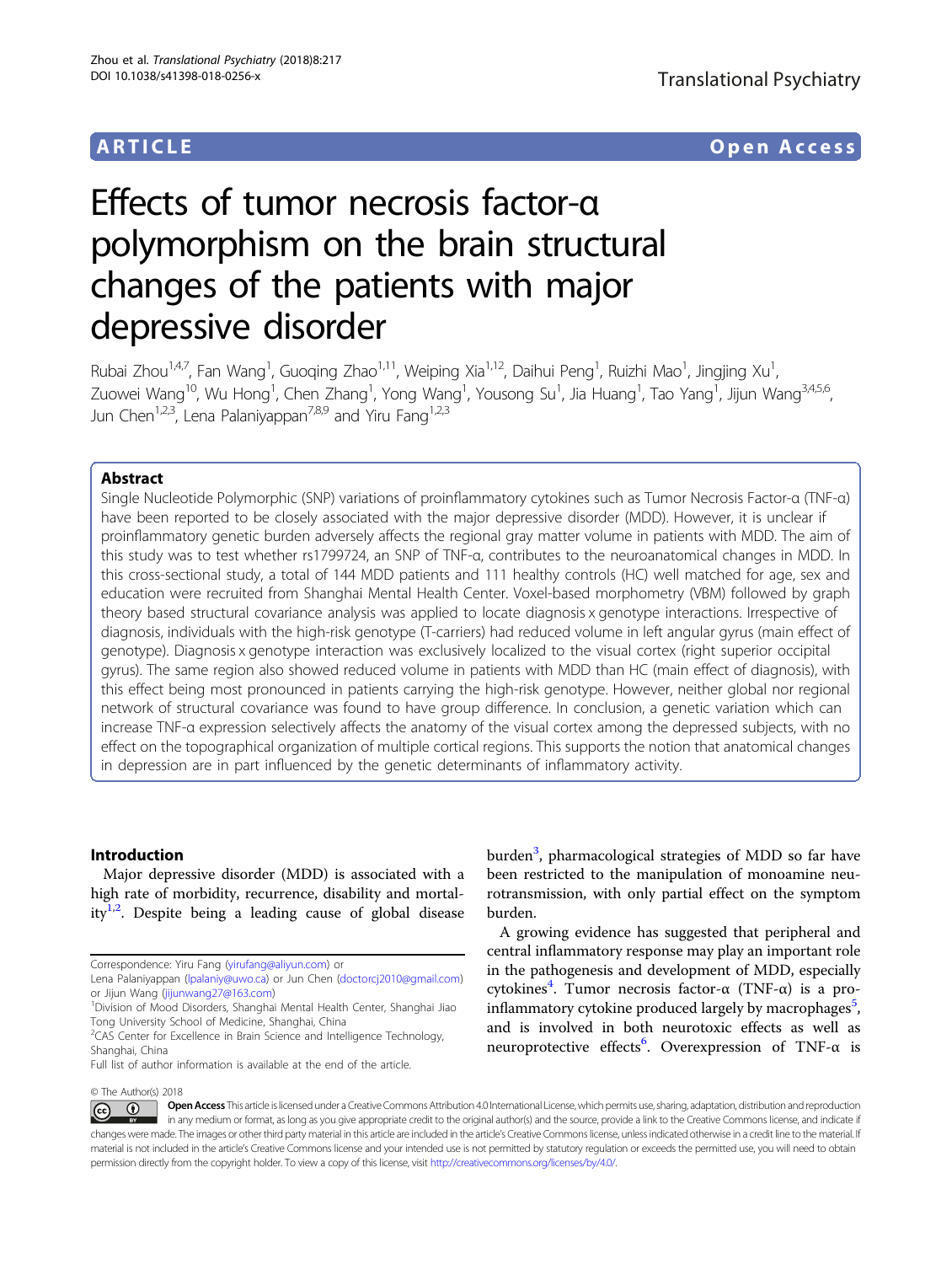# Effects of tumor necrosis factor-α polymorphism on the brain structural changes of the patients with major depressive disorder

Rubai Zhou[1,4,7], Fan Wang[1], Guoqing Zhao[1,11], Weiping Xia[1,12], Daihui Peng[1], Ruizhi Mao[1], Jingjing Xu[1], Zuowei Wang[10], Wu Hong[1], Chen Zhang[1], Yong Wang[1], Yousong Su[1], Jia Huang[1], Tao Yang[1], Jijun Wang[3,4,5,6], Jun Chen[1,2,3], Lena Palaniyappan[7,8,9] and Yiru Fang[1,2,3]

## Abstract

Single Nucleotide Polymorphic (SNP) variations of proinflammatory cytokines such as Tumor Necrosis Factor-α (TNF-α) have been reported to be closely associated with the major depressive disorder (MDD). However, it is unclear if proinflammatory genetic burden adversely affects the regional gray matter volume in patients with MDD. The aim of this study was to test whether rs1799724, an SNP of TNF-α, contributes to the neuroanatomical changes in MDD. In this cross-sectional study, a total of 144 MDD patients and 111 healthy controls (HC) well matched for age, sex and education were recruited from Shanghai Mental Health Center. Voxel-based morphometry (VBM) followed by graph theory based structural covariance analysis was applied to locate diagnosis x genotype interactions. Irrespective of diagnosis, individuals with the high-risk genotype (T-carriers) had reduced volume in left angular gyrus (main effect of genotype). Diagnosis x genotype interaction was exclusively localized to the visual cortex (right superior occipital gyrus). The same region also showed reduced volume in patients with MDD than HC (main effect of diagnosis), with this effect being most pronounced in patients carrying the high-risk genotype. However, neither global nor regional network of structural covariance was found to have group difference. In conclusion, a genetic variation which can increase TNF-α expression selectively affects the anatomy of the visual cortex among the depressed subjects, with no effect on the topographical organization of multiple cortical regions. This supports the notion that anatomical changes in depression are in part influenced by the genetic determinants of inflammatory activity.

## Introduction

Major depressive disorder (MDD) is associated with a high rate of morbidity, recurrence, disability and mortality[1,2]. Despite being a leading cause of global disease burden[3], pharmacological strategies of MDD so far have been restricted to the manipulation of monoamine neurotransmission, with only partial effect on the symptom burden.

A growing evidence has suggested that peripheral and central inflammatory response may play an important role in the pathogenesis and development of MDD, especially cytokines[4]. Tumor necrosis factor-α (TNF-α) is a pro-inflammatory cytokine produced largely by macrophages[5], and is involved in both neurotoxic effects as well as neuroprotective effects[6]. Overexpression of TNF-α is

Correspondence: Yiru Fang (yirufang@aliyun.com) or Lena Palaniyappan (lpalaniy@uwo.ca) or Jun Chen (doctorcj2010@gmail.com) or Jijun Wang (jijunwang27@163.com)

[1]Division of Mood Disorders, Shanghai Mental Health Center, Shanghai Jiao Tong University School of Medicine, Shanghai, China

[2]CAS Center for Excellence in Brain Science and Intelligence Technology, Shanghai, China

Full list of author information is available at the end of the article.

© The Author(s) 2018

Open Access This article is licensed under a Creative Commons Attribution 4.0 International License, which permits use, sharing, adaptation, distribution and reproduction in any medium or format, as long as you give appropriate credit to the original author(s) and the source, provide a link to the Creative Commons license, and indicate if changes were made. The images or other third party material in this article are included in the article's Creative Commons license, unless indicated otherwise in a credit line to the material. If material is not included in the article's Creative Commons license and your intended use is not permitted by statutory regulation or exceeds the permitted use, you will need to obtain permission directly from the copyright holder. To view a copy of this license, visit http://creativecommons.org/licenses/by/4.0/.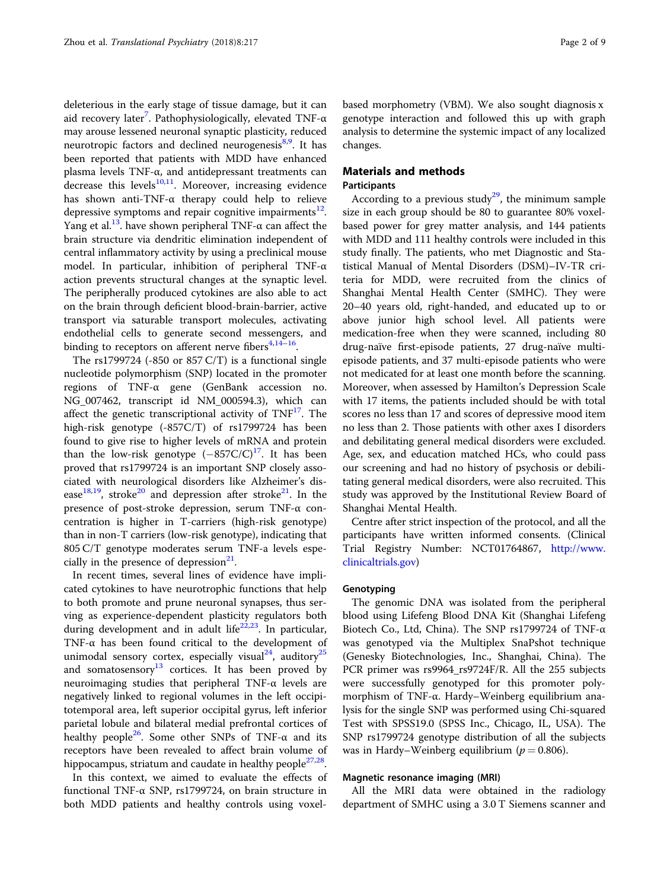deleterious in the early stage of tissue damage, but it can aid recovery later[7]. Pathophysiologically, elevated TNF-α may arouse lessened neuronal synaptic plasticity, reduced neurotropic factors and declined neurogenesis[8,9]. It has been reported that patients with MDD have enhanced plasma levels TNF-α, and antidepressant treatments can decrease this levels[10,11]. Moreover, increasing evidence has shown anti-TNF-α therapy could help to relieve depressive symptoms and repair cognitive impairments[12]. Yang et al.[13]. have shown peripheral TNF-α can affect the brain structure via dendritic elimination independent of central inflammatory activity by using a preclinical mouse model. In particular, inhibition of peripheral TNF-α action prevents structural changes at the synaptic level. The peripherally produced cytokines are also able to act on the brain through deficient blood-brain-barrier, active transport via saturable transport molecules, activating endothelial cells to generate second messengers, and binding to receptors on afferent nerve fibers[4,14–16].

The rs1799724 (-850 or 857 C/T) is a functional single nucleotide polymorphism (SNP) located in the promoter regions of TNF-α gene (GenBank accession no. NG_007462, transcript id NM_000594.3), which can affect the genetic transcriptional activity of TNF[17]. The high-risk genotype (-857C/T) of rs1799724 has been found to give rise to higher levels of mRNA and protein than the low-risk genotype (−857C/C)[17]. It has been proved that rs1799724 is an important SNP closely associated with neurological disorders like Alzheimer's disease[18,19], stroke[20] and depression after stroke[21]. In the presence of post-stroke depression, serum TNF-α concentration is higher in T-carriers (high-risk genotype) than in non-T carriers (low-risk genotype), indicating that 805 C/T genotype moderates serum TNF-a levels especially in the presence of depression[21].

In recent times, several lines of evidence have implicated cytokines to have neurotrophic functions that help to both promote and prune neuronal synapses, thus serving as experience-dependent plasticity regulators both during development and in adult life[22,23]. In particular, TNF-α has been found critical to the development of unimodal sensory cortex, especially visual[24], auditory[25] and somatosensory[13] cortices. It has been proved by neuroimaging studies that peripheral TNF-α levels are negatively linked to regional volumes in the left occipitotemporal area, left superior occipital gyrus, left inferior parietal lobule and bilateral medial prefrontal cortices of healthy people[26]. Some other SNPs of TNF-α and its receptors have been revealed to affect brain volume of hippocampus, striatum and caudate in healthy people[27,28].

In this context, we aimed to evaluate the effects of functional TNF-α SNP, rs1799724, on brain structure in both MDD patients and healthy controls using voxel-based morphometry (VBM). We also sought diagnosis x genotype interaction and followed this up with graph analysis to determine the systemic impact of any localized changes.

## Materials and methods

### Participants

According to a previous study[29], the minimum sample size in each group should be 80 to guarantee 80% voxel-based power for grey matter analysis, and 144 patients with MDD and 111 healthy controls were included in this study finally. The patients, who met Diagnostic and Statistical Manual of Mental Disorders (DSM)–IV-TR criteria for MDD, were recruited from the clinics of Shanghai Mental Health Center (SMHC). They were 20–40 years old, right-handed, and educated up to or above junior high school level. All patients were medication-free when they were scanned, including 80 drug-naïve first-episode patients, 27 drug-naïve multi-episode patients, and 37 multi-episode patients who were not medicated for at least one month before the scanning. Moreover, when assessed by Hamilton's Depression Scale with 17 items, the patients included should be with total scores no less than 17 and scores of depressive mood item no less than 2. Those patients with other axes I disorders and debilitating general medical disorders were excluded. Age, sex, and education matched HCs, who could pass our screening and had no history of psychosis or debilitating general medical disorders, were also recruited. This study was approved by the Institutional Review Board of Shanghai Mental Health.

Centre after strict inspection of the protocol, and all the participants have written informed consents. (Clinical Trial Registry Number: NCT01764867, http://www.clinicaltrials.gov)

### Genotyping

The genomic DNA was isolated from the peripheral blood using Lifefeng Blood DNA Kit (Shanghai Lifefeng Biotech Co., Ltd, China). The SNP rs1799724 of TNF-α was genotyped via the Multiplex SnaPshot technique (Genesky Biotechnologies, Inc., Shanghai, China). The PCR primer was rs9964_rs9724F/R. All the 255 subjects were successfully genotyped for this promoter polymorphism of TNF-α. Hardy–Weinberg equilibrium analysis for the single SNP was performed using Chi-squared Test with SPSS19.0 (SPSS Inc., Chicago, IL, USA). The SNP rs1799724 genotype distribution of all the subjects was in Hardy–Weinberg equilibrium ($p = 0.806$).

### Magnetic resonance imaging (MRI)

All the MRI data were obtained in the radiology department of SMHC using a 3.0 T Siemens scanner and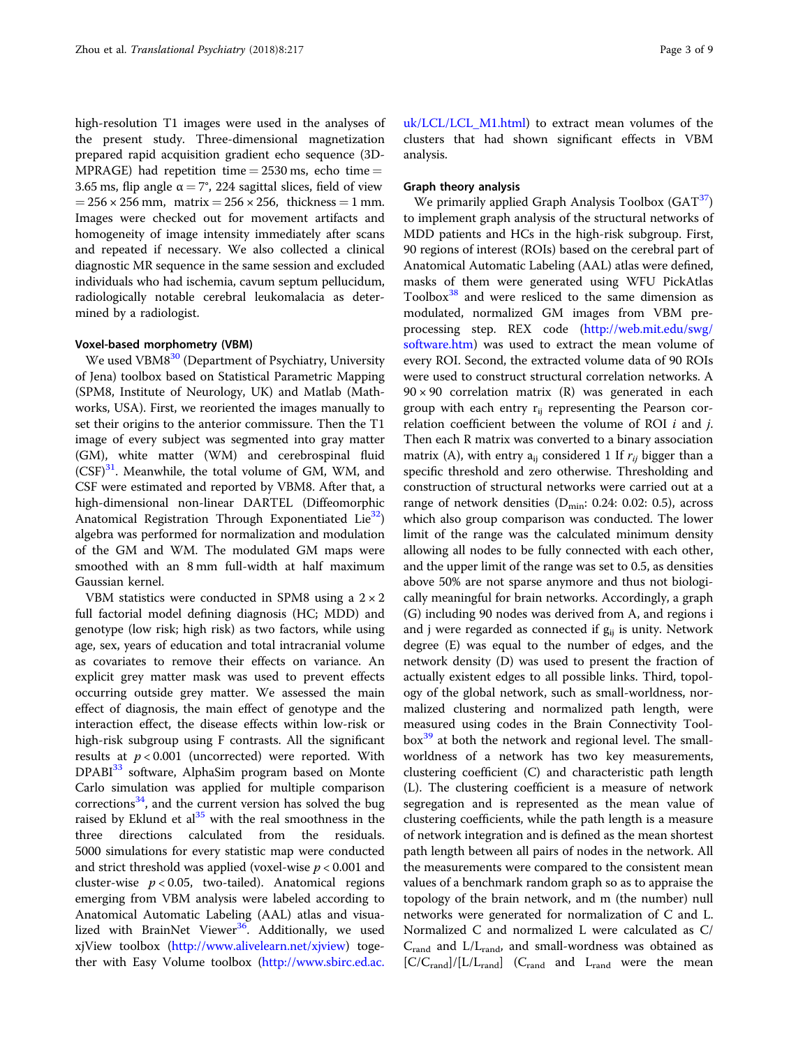high-resolution T1 images were used in the analyses of the present study. Three-dimensional magnetization prepared rapid acquisition gradient echo sequence (3D-MPRAGE) had repetition time = 2530 ms, echo time = 3.65 ms, flip angle $\alpha = 7°$, 224 sagittal slices, field of view = 256 × 256 mm, matrix = 256 × 256, thickness = 1 mm. Images were checked out for movement artifacts and homogeneity of image intensity immediately after scans and repeated if necessary. We also collected a clinical diagnostic MR sequence in the same session and excluded individuals who had ischemia, cavum septum pellucidum, radiologically notable cerebral leukomalacia as determined by a radiologist.

### Voxel-based morphometry (VBM)

We used VBM8[30] (Department of Psychiatry, University of Jena) toolbox based on Statistical Parametric Mapping (SPM8, Institute of Neurology, UK) and Matlab (Mathworks, USA). First, we reoriented the images manually to set their origins to the anterior commissure. Then the T1 image of every subject was segmented into gray matter (GM), white matter (WM) and cerebrospinal fluid (CSF)[31]. Meanwhile, the total volume of GM, WM, and CSF were estimated and reported by VBM8. After that, a high-dimensional non-linear DARTEL (Diffeomorphic Anatomical Registration Through Exponentiated Lie[32]) algebra was performed for normalization and modulation of the GM and WM. The modulated GM maps were smoothed with an 8 mm full-width at half maximum Gaussian kernel.

VBM statistics were conducted in SPM8 using a 2 × 2 full factorial model defining diagnosis (HC; MDD) and genotype (low risk; high risk) as two factors, while using age, sex, years of education and total intracranial volume as covariates to remove their effects on variance. An explicit grey matter mask was used to prevent effects occurring outside grey matter. We assessed the main effect of diagnosis, the main effect of genotype and the interaction effect, the disease effects within low-risk or high-risk subgroup using F contrasts. All the significant results at $p < 0.001$ (uncorrected) were reported. With DPABI[33] software, AlphaSim program based on Monte Carlo simulation was applied for multiple comparison corrections[34], and the current version has solved the bug raised by Eklund et al[35] with the real smoothness in the three directions calculated from the residuals. 5000 simulations for every statistic map were conducted and strict threshold was applied (voxel-wise $p < 0.001$ and cluster-wise $p < 0.05$, two-tailed). Anatomical regions emerging from VBM analysis were labeled according to Anatomical Automatic Labeling (AAL) atlas and visualized with BrainNet Viewer[36]. Additionally, we used xjView toolbox (http://www.alivelearn.net/xjview) together with Easy Volume toolbox (http://www.sbirc.ed.ac.uk/LCL/LCL_M1.html) to extract mean volumes of the clusters that had shown significant effects in VBM analysis.

### Graph theory analysis

We primarily applied Graph Analysis Toolbox (GAT[37]) to implement graph analysis of the structural networks of MDD patients and HCs in the high-risk subgroup. First, 90 regions of interest (ROIs) based on the cerebral part of Anatomical Automatic Labeling (AAL) atlas were defined, masks of them were generated using WFU PickAtlas Toolbox[38] and were resliced to the same dimension as modulated, normalized GM images from VBM preprocessing step. REX code (http://web.mit.edu/swg/software.htm) was used to extract the mean volume of every ROI. Second, the extracted volume data of 90 ROIs were used to construct structural correlation networks. A 90 × 90 correlation matrix (R) was generated in each group with each entry $r_{ij}$ representing the Pearson correlation coefficient between the volume of ROI $i$ and $j$. Then each R matrix was converted to a binary association matrix (A), with entry $a_{ij}$ considered 1 If $r_{ij}$ bigger than a specific threshold and zero otherwise. Thresholding and construction of structural networks were carried out at a range of network densities ($D_{min}$: 0.24: 0.02: 0.5), across which also group comparison was conducted. The lower limit of the range was the calculated minimum density allowing all nodes to be fully connected with each other, and the upper limit of the range was set to 0.5, as densities above 50% are not sparse anymore and thus not biologically meaningful for brain networks. Accordingly, a graph (G) including 90 nodes was derived from A, and regions i and j were regarded as connected if $g_{ij}$ is unity. Network degree (E) was equal to the number of edges, and the network density (D) was used to present the fraction of actually existent edges to all possible links. Third, topology of the global network, such as small-worldness, normalized clustering and normalized path length, were measured using codes in the Brain Connectivity Toolbox[39] at both the network and regional level. The small-worldness of a network has two key measurements, clustering coefficient (C) and characteristic path length (L). The clustering coefficient is a measure of network segregation and is represented as the mean value of clustering coefficients, while the path length is a measure of network integration and is defined as the mean shortest path length between all pairs of nodes in the network. All the measurements were compared to the consistent mean values of a benchmark random graph so as to appraise the topology of the brain network, and m (the number) null networks were generated for normalization of C and L. Normalized C and normalized L were calculated as $C/C_{rand}$ and $L/L_{rand}$, and small-wordness was obtained as $[C/C_{rand}]/[L/L_{rand}]$ ($C_{rand}$ and $L_{rand}$ were the mean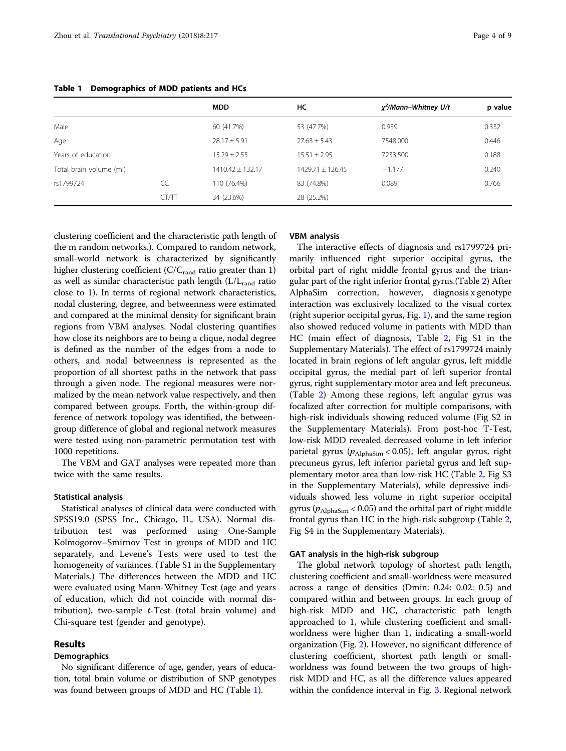**Table 1 Demographics of MDD patients and HCs**

| | | MDD | HC | $\chi^2$/Mann–Whitney U/t | p value |
|---|---|---|---|---|---|
| Male | | 60 (41.7%) | 53 (47.7%) | 0.939 | 0.332 |
| Age | | 28.17 ± 5.91 | 27.63 ± 5.43 | 7548.000 | 0.446 |
| Years of education | | 15.29 ± 2.55 | 15.51 ± 2.95 | 7233.500 | 0.188 |
| Total brain volume (ml) | | 1410.42 ± 132.17 | 1429.71 ± 126.45 | −1.177 | 0.240 |
| rs1799724 | CC | 110 (76.4%) | 83 (74.8%) | 0.089 | 0.766 |
| | CT/TT | 34 (23.6%) | 28 (25.2%) | | |

clustering coefficient and the characteristic path length of the m random networks.). Compared to random network, small-world network is characterized by significantly higher clustering coefficient ($C/C_{rand}$ ratio greater than 1) as well as similar characteristic path length ($L/L_{rand}$ ratio close to 1). In terms of regional network characteristics, nodal clustering, degree, and betweenness were estimated and compared at the minimal density for significant brain regions from VBM analyses. Nodal clustering quantifies how close its neighbors are to being a clique, nodal degree is defined as the number of the edges from a node to others, and nodal betweenness is represented as the proportion of all shortest paths in the network that pass through a given node. The regional measures were normalized by the mean network value respectively, and then compared between groups. Forth, the within-group difference of network topology was identified, the between-group difference of global and regional network measures were tested using non-parametric permutation test with 1000 repetitions.

The VBM and GAT analyses were repeated more than twice with the same results.

### Statistical analysis

Statistical analyses of clinical data were conducted with SPSS19.0 (SPSS Inc., Chicago, IL, USA). Normal distribution test was performed using One-Sample Kolmogorov–Smirnov Test in groups of MDD and HC separately, and Levene's Tests were used to test the homogeneity of variances. (Table S1 in the Supplementary Materials.) The differences between the MDD and HC were evaluated using Mann-Whitney Test (age and years of education, which did not coincide with normal distribution), two-sample *t*-Test (total brain volume) and Chi-square test (gender and genotype).

## Results

### Demographics

No significant difference of age, gender, years of education, total brain volume or distribution of SNP genotypes was found between groups of MDD and HC (Table 1).

### VBM analysis

The interactive effects of diagnosis and rs1799724 primarily influenced right superior occipital gyrus, the orbital part of right middle frontal gyrus and the triangular part of the right inferior frontal gyrus.(Table 2) After AlphaSim correction, however, diagnosis x genotype interaction was exclusively localized to the visual cortex (right superior occipital gyrus, Fig. 1), and the same region also showed reduced volume in patients with MDD than HC (main effect of diagnosis, Table 2, Fig S1 in the Supplementary Materials). The effect of rs1799724 mainly located in brain regions of left angular gyrus, left middle occipital gyrus, the medial part of left superior frontal gyrus, right supplementary motor area and left precuneus. (Table 2) Among these regions, left angular gyrus was focalized after correction for multiple comparisons, with high-risk individuals showing reduced volume (Fig S2 in the Supplementary Materials). From post-hoc T-Test, low-risk MDD revealed decreased volume in left inferior parietal gyrus ($p_{AlphaSim} < 0.05$), left angular gyrus, right precuneus gyrus, left inferior parietal gyrus and left supplementary motor area than low-risk HC (Table 2, Fig S3 in the Supplementary Materials), while depressive individuals showed less volume in right superior occipital gyrus ($p_{AlphaSim} < 0.05$) and the orbital part of right middle frontal gyrus than HC in the high-risk subgroup (Table 2, Fig S4 in the Supplementary Materials).

### GAT analysis in the high-risk subgroup

The global network topology of shortest path length, clustering coefficient and small-worldness were measured across a range of densities (Dmin: 0.24: 0.02: 0.5) and compared within and between groups. In each group of high-risk MDD and HC, characteristic path length approached to 1, while clustering coefficient and small-worldness were higher than 1, indicating a small-world organization (Fig. 2). However, no significant difference of clustering coefficient, shortest path length or small-worldness was found between the two groups of high-risk MDD and HC, as all the difference values appeared within the confidence interval in Fig. 3. Regional network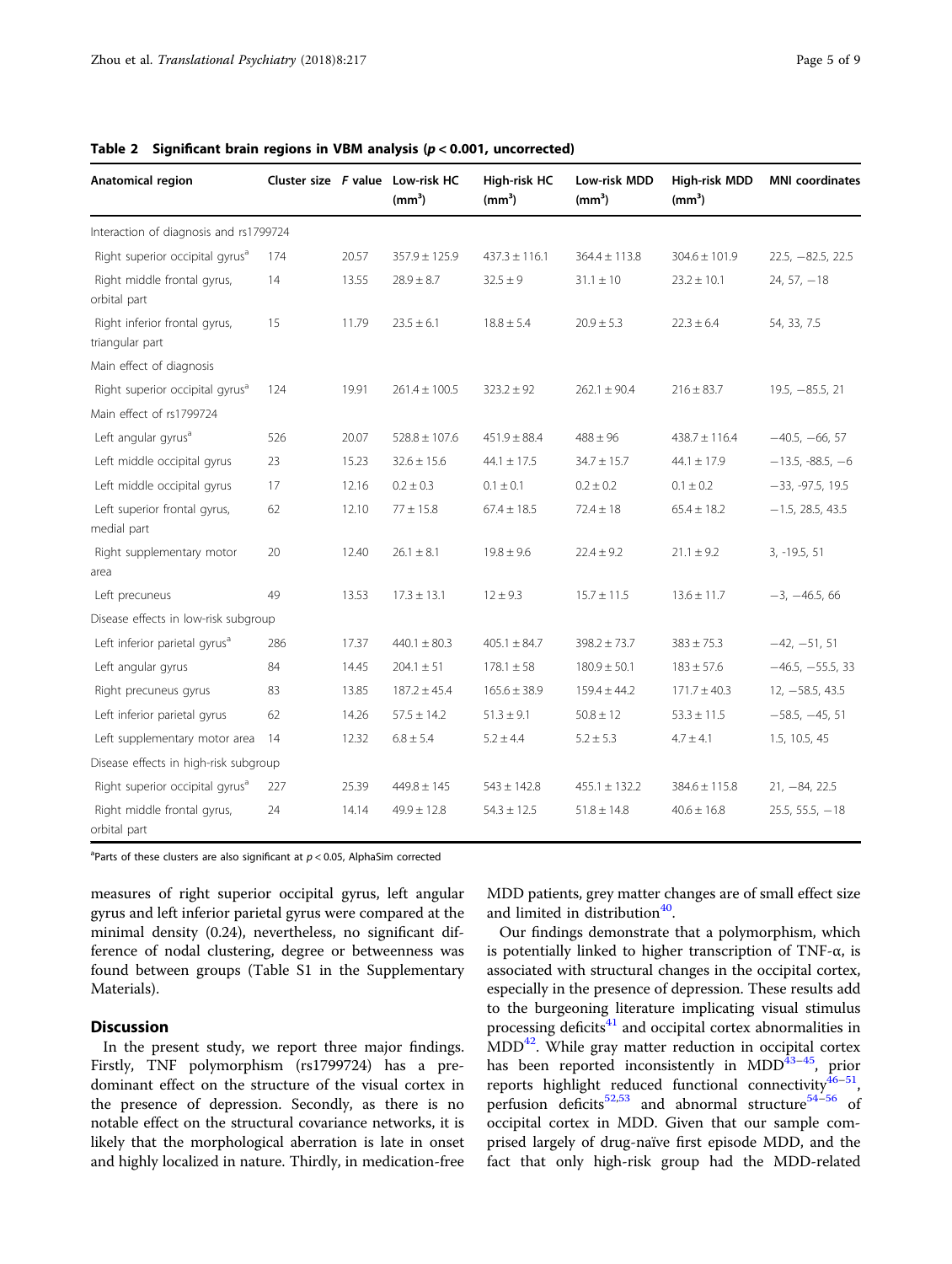**Table 2 Significant brain regions in VBM analysis ($p < 0.001$, uncorrected)**

| Anatomical region | Cluster size | F value | Low-risk HC (mm³) | High-risk HC (mm³) | Low-risk MDD (mm³) | High-risk MDD (mm³) | MNI coordinates |
|---|---|---|---|---|---|---|---|
| Interaction of diagnosis and rs1799724 | | | | | | | |
| Right superior occipital gyrus[a] | 174 | 20.57 | 357.9 ± 125.9 | 437.3 ± 116.1 | 364.4 ± 113.8 | 304.6 ± 101.9 | 22.5, −82.5, 22.5 |
| Right middle frontal gyrus, orbital part | 14 | 13.55 | 28.9 ± 8.7 | 32.5 ± 9 | 31.1 ± 10 | 23.2 ± 10.1 | 24, 57, −18 |
| Right inferior frontal gyrus, triangular part | 15 | 11.79 | 23.5 ± 6.1 | 18.8 ± 5.4 | 20.9 ± 5.3 | 22.3 ± 6.4 | 54, 33, 7.5 |
| Main effect of diagnosis | | | | | | | |
| Right superior occipital gyrus[a] | 124 | 19.91 | 261.4 ± 100.5 | 323.2 ± 92 | 262.1 ± 90.4 | 216 ± 83.7 | 19.5, −85.5, 21 |
| Main effect of rs1799724 | | | | | | | |
| Left angular gyrus[a] | 526 | 20.07 | 528.8 ± 107.6 | 451.9 ± 88.4 | 488 ± 96 | 438.7 ± 116.4 | −40.5, −66, 57 |
| Left middle occipital gyrus | 23 | 15.23 | 32.6 ± 15.6 | 44.1 ± 17.5 | 34.7 ± 15.7 | 44.1 ± 17.9 | −13.5, -88.5, −6 |
| Left middle occipital gyrus | 17 | 12.16 | 0.2 ± 0.3 | 0.1 ± 0.1 | 0.2 ± 0.2 | 0.1 ± 0.2 | −33, -97.5, 19.5 |
| Left superior frontal gyrus, medial part | 62 | 12.10 | 77 ± 15.8 | 67.4 ± 18.5 | 72.4 ± 18 | 65.4 ± 18.2 | −1.5, 28.5, 43.5 |
| Right supplementary motor area | 20 | 12.40 | 26.1 ± 8.1 | 19.8 ± 9.6 | 22.4 ± 9.2 | 21.1 ± 9.2 | 3, -19.5, 51 |
| Left precuneus | 49 | 13.53 | 17.3 ± 13.1 | 12 ± 9.3 | 15.7 ± 11.5 | 13.6 ± 11.7 | −3, −46.5, 66 |
| Disease effects in low-risk subgroup | | | | | | | |
| Left inferior parietal gyrus[a] | 286 | 17.37 | 440.1 ± 80.3 | 405.1 ± 84.7 | 398.2 ± 73.7 | 383 ± 75.3 | −42, −51, 51 |
| Left angular gyrus | 84 | 14.45 | 204.1 ± 51 | 178.1 ± 58 | 180.9 ± 50.1 | 183 ± 57.6 | −46.5, −55.5, 33 |
| Right precuneus gyrus | 83 | 13.85 | 187.2 ± 45.4 | 165.6 ± 38.9 | 159.4 ± 44.2 | 171.7 ± 40.3 | 12, −58.5, 43.5 |
| Left inferior parietal gyrus | 62 | 14.26 | 57.5 ± 14.2 | 51.3 ± 9.1 | 50.8 ± 12 | 53.3 ± 11.5 | −58.5, −45, 51 |
| Left supplementary motor area | 14 | 12.32 | 6.8 ± 5.4 | 5.2 ± 4.4 | 5.2 ± 5.3 | 4.7 ± 4.1 | 1.5, 10.5, 45 |
| Disease effects in high-risk subgroup | | | | | | | |
| Right superior occipital gyrus[a] | 227 | 25.39 | 449.8 ± 145 | 543 ± 142.8 | 455.1 ± 132.2 | 384.6 ± 115.8 | 21, −84, 22.5 |
| Right middle frontal gyrus, orbital part | 24 | 14.14 | 49.9 ± 12.8 | 54.3 ± 12.5 | 51.8 ± 14.8 | 40.6 ± 16.8 | 25.5, 55.5, −18 |

[a]Parts of these clusters are also significant at $p < 0.05$, AlphaSim corrected

measures of right superior occipital gyrus, left angular gyrus and left inferior parietal gyrus were compared at the minimal density (0.24), nevertheless, no significant difference of nodal clustering, degree or betweenness was found between groups (Table S1 in the Supplementary Materials).

## Discussion

In the present study, we report three major findings. Firstly, TNF polymorphism (rs1799724) has a predominant effect on the structure of the visual cortex in the presence of depression. Secondly, as there is no notable effect on the structural covariance networks, it is likely that the morphological aberration is late in onset and highly localized in nature. Thirdly, in medication-free MDD patients, grey matter changes are of small effect size and limited in distribution[40].

Our findings demonstrate that a polymorphism, which is potentially linked to higher transcription of TNF-α, is associated with structural changes in the occipital cortex, especially in the presence of depression. These results add to the burgeoning literature implicating visual stimulus processing deficits[41] and occipital cortex abnormalities in MDD[42]. While gray matter reduction in occipital cortex has been reported inconsistently in MDD[43–45], prior reports highlight reduced functional connectivity[46–51], perfusion deficits[52,53] and abnormal structure[54–56] of occipital cortex in MDD. Given that our sample comprised largely of drug-naïve first episode MDD, and the fact that only high-risk group had the MDD-related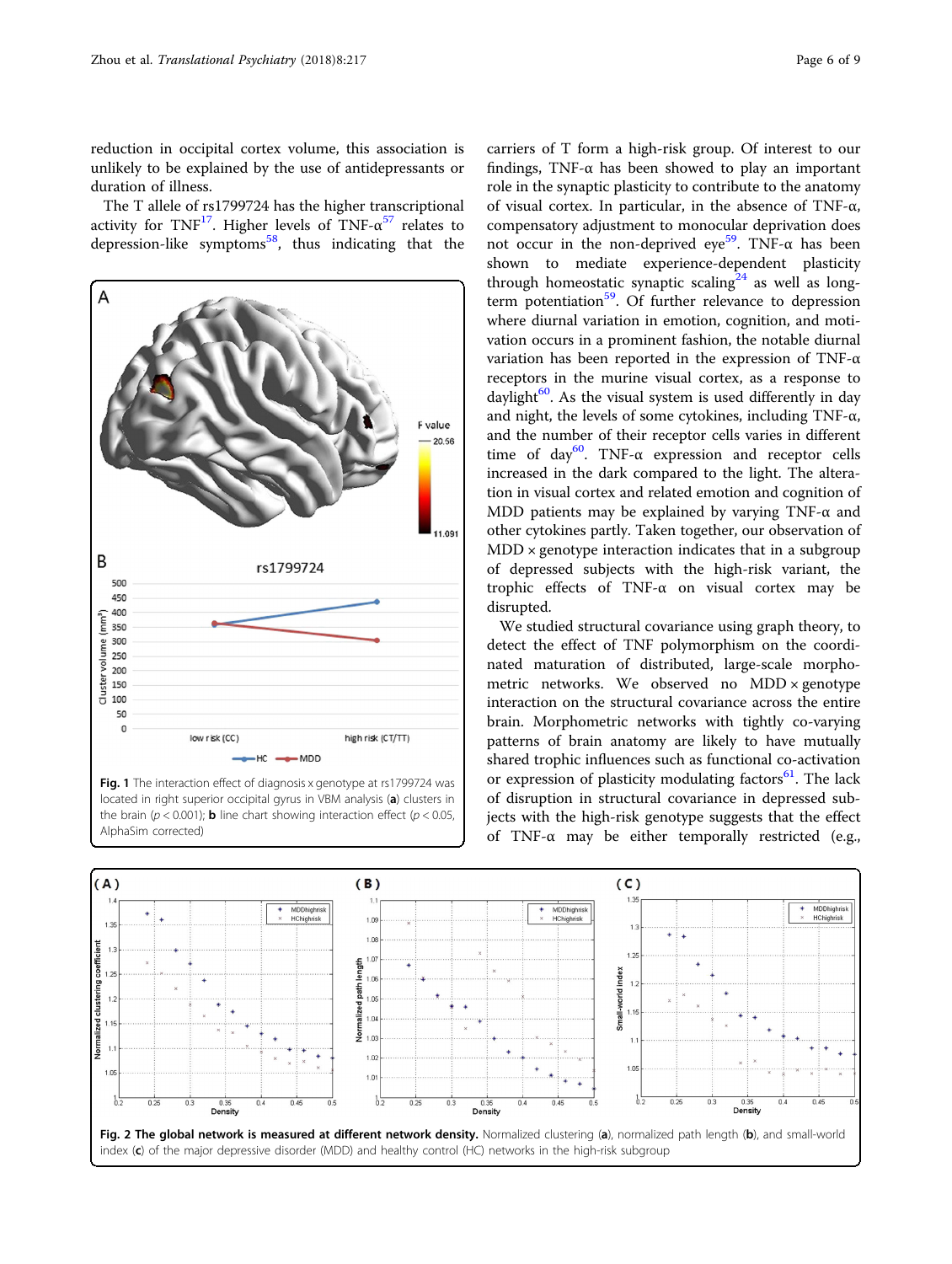reduction in occipital cortex volume, this association is unlikely to be explained by the use of antidepressants or duration of illness.

The T allele of rs1799724 has the higher transcriptional activity for TNF[17]. Higher levels of TNF-α[57] relates to depression-like symptoms[58], thus indicating that the carriers of T form a high-risk group. Of interest to our findings, TNF-α has been showed to play an important role in the synaptic plasticity to contribute to the anatomy of visual cortex. In particular, in the absence of TNF-α, compensatory adjustment to monocular deprivation does not occur in the non-deprived eye[59]. TNF-α has been shown to mediate experience-dependent plasticity through homeostatic synaptic scaling[24] as well as long-term potentiation[59]. Of further relevance to depression where diurnal variation in emotion, cognition, and motivation occurs in a prominent fashion, the notable diurnal variation has been reported in the expression of TNF-α receptors in the murine visual cortex, as a response to daylight[60]. As the visual system is used differently in day and night, the levels of some cytokines, including TNF-α, and the number of their receptor cells varies in different time of day[60]. TNF-α expression and receptor cells increased in the dark compared to the light. The alteration in visual cortex and related emotion and cognition of MDD patients may be explained by varying TNF-α and other cytokines partly. Taken together, our observation of MDD × genotype interaction indicates that in a subgroup of depressed subjects with the high-risk variant, the trophic effects of TNF-α on visual cortex may be disrupted.

**Fig. 1** The interaction effect of diagnosis x genotype at rs1799724 was located in right superior occipital gyrus in VBM analysis (**a**) clusters in the brain ($p < 0.001$); **b** line chart showing interaction effect ($p < 0.05$, AlphaSim corrected)

We studied structural covariance using graph theory, to detect the effect of TNF polymorphism on the coordinated maturation of distributed, large-scale morphometric networks. We observed no MDD × genotype interaction on the structural covariance across the entire brain. Morphometric networks with tightly co-varying patterns of brain anatomy are likely to have mutually shared trophic influences such as functional co-activation or expression of plasticity modulating factors[61]. The lack of disruption in structural covariance in depressed subjects with the high-risk genotype suggests that the effect of TNF-α may be either temporally restricted (e.g.,

**Fig. 2 The global network is measured at different network density.** Normalized clustering (**a**), normalized path length (**b**), and small-world index (**c**) of the major depressive disorder (MDD) and healthy control (HC) networks in the high-risk subgroup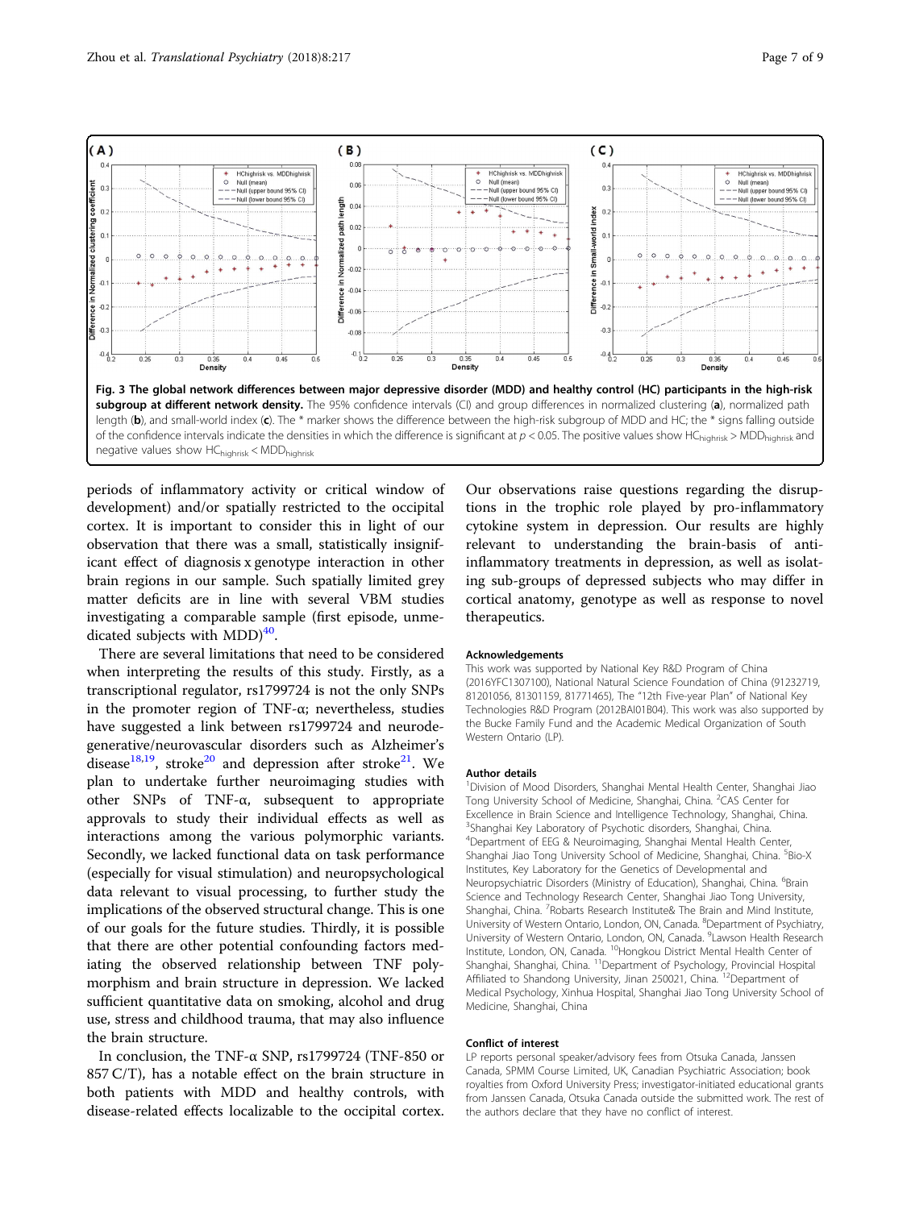Fig. 3 The global network differences between major depressive disorder (MDD) and healthy control (HC) participants in the high-risk subgroup at different network density. The 95% confidence intervals (CI) and group differences in normalized clustering (a), normalized path length (b), and small-world index (c). The * marker shows the difference between the high-risk subgroup of MDD and HC; the * signs falling outside of the confidence intervals indicate the densities in which the difference is significant at $p < 0.05$. The positive values show $HC_{highrisk} > MDD_{highrisk}$ and negative values show $HC_{highrisk} < MDD_{highrisk}$

periods of inflammatory activity or critical window of development) and/or spatially restricted to the occipital cortex. It is important to consider this in light of our observation that there was a small, statistically insignificant effect of diagnosis x genotype interaction in other brain regions in our sample. Such spatially limited grey matter deficits are in line with several VBM studies investigating a comparable sample (first episode, unmedicated subjects with MDD)[40].

There are several limitations that need to be considered when interpreting the results of this study. Firstly, as a transcriptional regulator, rs1799724 is not the only SNPs in the promoter region of TNF-α; nevertheless, studies have suggested a link between rs1799724 and neurodegenerative/neurovascular disorders such as Alzheimer's disease[18,19], stroke[20] and depression after stroke[21]. We plan to undertake further neuroimaging studies with other SNPs of TNF-α, subsequent to appropriate approvals to study their individual effects as well as interactions among the various polymorphic variants. Secondly, we lacked functional data on task performance (especially for visual stimulation) and neuropsychological data relevant to visual processing, to further study the implications of the observed structural change. This is one of our goals for the future studies. Thirdly, it is possible that there are other potential confounding factors mediating the observed relationship between TNF polymorphism and brain structure in depression. We lacked sufficient quantitative data on smoking, alcohol and drug use, stress and childhood trauma, that may also influence the brain structure.

In conclusion, the TNF-α SNP, rs1799724 (TNF-850 or 857 C/T), has a notable effect on the brain structure in both patients with MDD and healthy controls, with disease-related effects localizable to the occipital cortex. Our observations raise questions regarding the disruptions in the trophic role played by pro-inflammatory cytokine system in depression. Our results are highly relevant to understanding the brain-basis of anti-inflammatory treatments in depression, as well as isolating sub-groups of depressed subjects who may differ in cortical anatomy, genotype as well as response to novel therapeutics.

#### Acknowledgements

This work was supported by National Key R&D Program of China (2016YFC1307100), National Natural Science Foundation of China (91232719, 81201056, 81301159, 81771465), The "12th Five-year Plan" of National Key Technologies R&D Program (2012BAI01B04). This work was also supported by the Bucke Family Fund and the Academic Medical Organization of South Western Ontario (LP).

#### Author details

[1]Division of Mood Disorders, Shanghai Mental Health Center, Shanghai Jiao Tong University School of Medicine, Shanghai, China. [2]CAS Center for Excellence in Brain Science and Intelligence Technology, Shanghai, China. [3]Shanghai Key Laboratory of Psychotic disorders, Shanghai, China. [4]Department of EEG & Neuroimaging, Shanghai Mental Health Center, Shanghai Jiao Tong University School of Medicine, Shanghai, China. [5]Bio-X Institutes, Key Laboratory for the Genetics of Developmental and Neuropsychiatric Disorders (Ministry of Education), Shanghai, China. [6]Brain Science and Technology Research Center, Shanghai Jiao Tong University, Shanghai, China. [7]Robarts Research Institute& The Brain and Mind Institute, University of Western Ontario, London, ON, Canada. [8]Department of Psychiatry, University of Western Ontario, London, ON, Canada. [9]Lawson Health Research Institute, London, ON, Canada. [10]Hongkou District Mental Health Center of Shanghai, Shanghai, China. [11]Department of Psychology, Provincial Hospital Affiliated to Shandong University, Jinan 250021, China. [12]Department of Medical Psychology, Xinhua Hospital, Shanghai Jiao Tong University School of Medicine, Shanghai, China

#### Conflict of interest

LP reports personal speaker/advisory fees from Otsuka Canada, Janssen Canada, SPMM Course Limited, UK, Canadian Psychiatric Association; book royalties from Oxford University Press; investigator-initiated educational grants from Janssen Canada, Otsuka Canada outside the submitted work. The rest of the authors declare that they have no conflict of interest.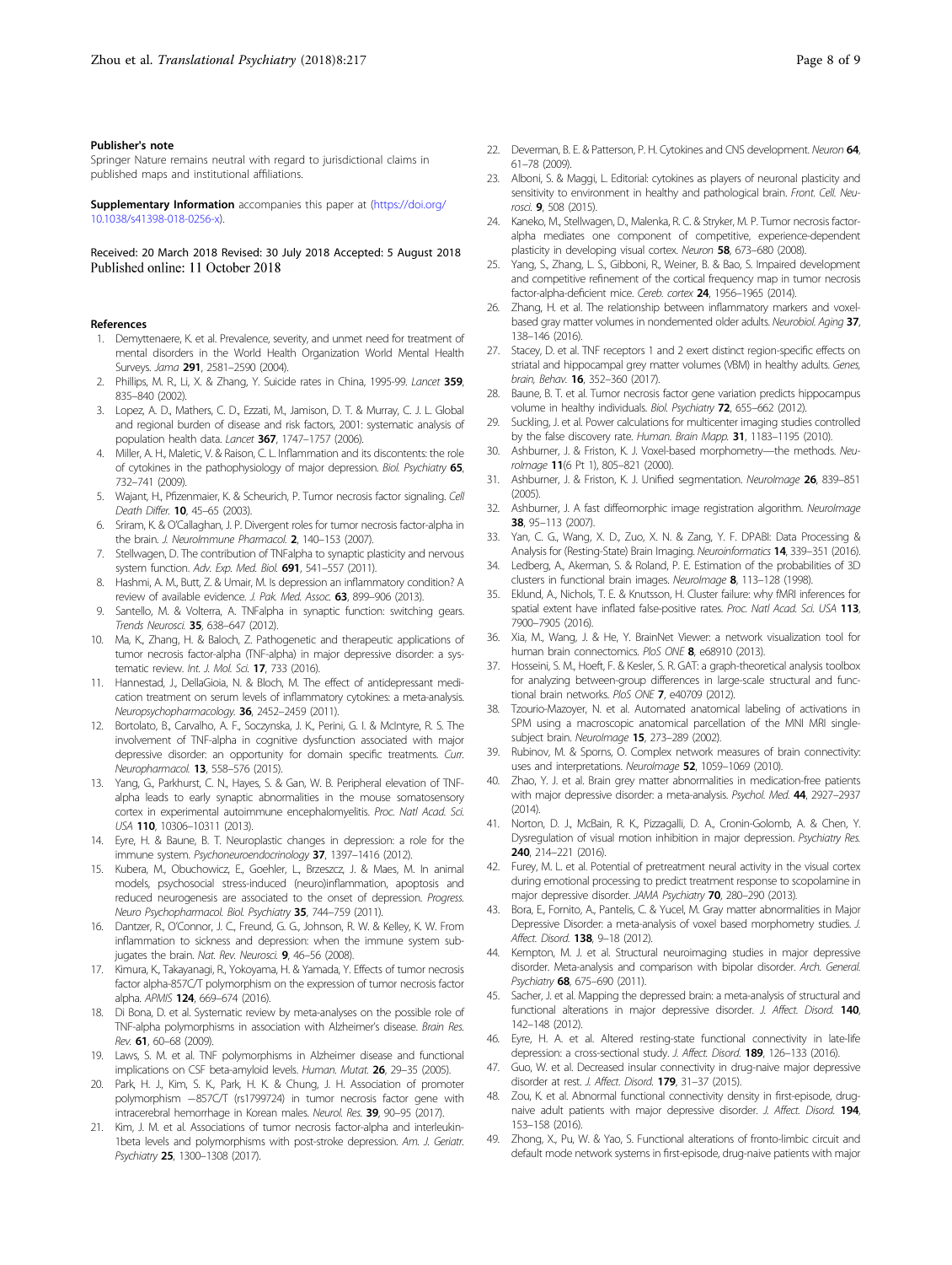### Publisher's note

Springer Nature remains neutral with regard to jurisdictional claims in published maps and institutional affiliations.

**Supplementary Information** accompanies this paper at (https://doi.org/10.1038/s41398-018-0256-x).

Received: 20 March 2018 Revised: 30 July 2018 Accepted: 5 August 2018
Published online: 11 October 2018

### References

1. Demyttenaere, K. et al. Prevalence, severity, and unmet need for treatment of mental disorders in the World Health Organization World Mental Health Surveys. *Jama* **291**, 2581–2590 (2004).
2. Phillips, M. R., Li, X. & Zhang, Y. Suicide rates in China, 1995-99. *Lancet* **359**, 835–840 (2002).
3. Lopez, A. D., Mathers, C. D., Ezzati, M., Jamison, D. T. & Murray, C. J. L. Global and regional burden of disease and risk factors, 2001: systematic analysis of population health data. *Lancet* **367**, 1747–1757 (2006).
4. Miller, A. H., Maletic, V. & Raison, C. L. Inflammation and its discontents: the role of cytokines in the pathophysiology of major depression. *Biol. Psychiatry* **65**, 732–741 (2009).
5. Wajant, H., Pfizenmaier, K. & Scheurich, P. Tumor necrosis factor signaling. *Cell Death Differ.* **10**, 45–65 (2003).
6. Sriram, K. & O'Callaghan, J. P. Divergent roles for tumor necrosis factor-alpha in the brain. *J. NeuroImmune Pharmacol.* **2**, 140–153 (2007).
7. Stellwagen, D. The contribution of TNFalpha to synaptic plasticity and nervous system function. *Adv. Exp. Med. Biol.* **691**, 541–557 (2011).
8. Hashmi, A. M., Butt, Z. & Umair, M. Is depression an inflammatory condition? A review of available evidence. *J. Pak. Med. Assoc.* **63**, 899–906 (2013).
9. Santello, M. & Volterra, A. TNFalpha in synaptic function: switching gears. *Trends Neurosci.* **35**, 638–647 (2012).
10. Ma, K., Zhang, H. & Baloch, Z. Pathogenetic and therapeutic applications of tumor necrosis factor-alpha (TNF-alpha) in major depressive disorder: a systematic review. *Int. J. Mol. Sci.* **17**, 733 (2016).
11. Hannestad, J., DellaGioia, N. & Bloch, M. The effect of antidepressant medication treatment on serum levels of inflammatory cytokines: a meta-analysis. *Neuropsychopharmacology.* **36**, 2452–2459 (2011).
12. Bortolato, B., Carvalho, A. F., Soczynska, J. K., Perini, G. I. & McIntyre, R. S. The involvement of TNF-alpha in cognitive dysfunction associated with major depressive disorder: an opportunity for domain specific treatments. *Curr. Neuropharmacol.* **13**, 558–576 (2015).
13. Yang, G., Parkhurst, C. N., Hayes, S. & Gan, W. B. Peripheral elevation of TNF-alpha leads to early synaptic abnormalities in the mouse somatosensory cortex in experimental autoimmune encephalomyelitis. *Proc. Natl Acad. Sci. USA* **110**, 10306–10311 (2013).
14. Eyre, H. & Baune, B. T. Neuroplastic changes in depression: a role for the immune system. *Psychoneuroendocrinology* **37**, 1397–1416 (2012).
15. Kubera, M., Obuchowicz, E., Goehler, L., Brzeszcz, J. & Maes, M. In animal models, psychosocial stress-induced (neuro)inflammation, apoptosis and reduced neurogenesis are associated to the onset of depression. *Progress. Neuro Psychopharmacol. Biol. Psychiatry* **35**, 744–759 (2011).
16. Dantzer, R., O'Connor, J. C., Freund, G. G., Johnson, R. W. & Kelley, K. W. From inflammation to sickness and depression: when the immune system subjugates the brain. *Nat. Rev. Neurosci.* **9**, 46–56 (2008).
17. Kimura, K., Takayanagi, R., Yokoyama, H. & Yamada, Y. Effects of tumor necrosis factor alpha-857C/T polymorphism on the expression of tumor necrosis factor alpha. *APMIS* **124**, 669–674 (2016).
18. Di Bona, D. et al. Systematic review by meta-analyses on the possible role of TNF-alpha polymorphisms in association with Alzheimer's disease. *Brain Res. Rev.* **61**, 60–68 (2009).
19. Laws, S. M. et al. TNF polymorphisms in Alzheimer disease and functional implications on CSF beta-amyloid levels. *Human. Mutat.* **26**, 29–35 (2005).
20. Park, H. J., Kim, S. K., Park, H. K. & Chung, J. H. Association of promoter polymorphism −857C/T (rs1799724) in tumor necrosis factor gene with intracerebral hemorrhage in Korean males. *Neurol. Res.* **39**, 90–95 (2017).
21. Kim, J. M. et al. Associations of tumor necrosis factor-alpha and interleukin-1beta levels and polymorphisms with post-stroke depression. *Am. J. Geriatr. Psychiatry* **25**, 1300–1308 (2017).
22. Deverman, B. E. & Patterson, P. H. Cytokines and CNS development. *Neuron* **64**, 61–78 (2009).
23. Alboni, S. & Maggi, L. Editorial: cytokines as players of neuronal plasticity and sensitivity to environment in healthy and pathological brain. *Front. Cell. Neurosci.* **9**, 508 (2015).
24. Kaneko, M., Stellwagen, D., Malenka, R. C. & Stryker, M. P. Tumor necrosis factor-alpha mediates one component of competitive, experience-dependent plasticity in developing visual cortex. *Neuron* **58**, 673–680 (2008).
25. Yang, S., Zhang, L. S., Gibboni, R., Weiner, B. & Bao, S. Impaired development and competitive refinement of the cortical frequency map in tumor necrosis factor-alpha-deficient mice. *Cereb. cortex* **24**, 1956–1965 (2014).
26. Zhang, H. et al. The relationship between inflammatory markers and voxel-based gray matter volumes in nondemented older adults. *Neurobiol. Aging* **37**, 138–146 (2016).
27. Stacey, D. et al. TNF receptors 1 and 2 exert distinct region-specific effects on striatal and hippocampal grey matter volumes (VBM) in healthy adults. *Genes, brain, Behav.* **16**, 352–360 (2017).
28. Baune, B. T. et al. Tumor necrosis factor gene variation predicts hippocampus volume in healthy individuals. *Biol. Psychiatry* **72**, 655–662 (2012).
29. Suckling, J. et al. Power calculations for multicenter imaging studies controlled by the false discovery rate. *Human. Brain Mapp.* **31**, 1183–1195 (2010).
30. Ashburner, J. & Friston, K. J. Voxel-based morphometry—the methods. *NeuroImage* **11**(6 Pt 1), 805–821 (2000).
31. Ashburner, J. & Friston, K. J. Unified segmentation. *NeuroImage* **26**, 839–851 (2005).
32. Ashburner, J. A fast diffeomorphic image registration algorithm. *NeuroImage* **38**, 95–113 (2007).
33. Yan, C. G., Wang, X. D., Zuo, X. N. & Zang, Y. F. DPABI: Data Processing & Analysis for (Resting-State) Brain Imaging. *Neuroinformatics* **14**, 339–351 (2016).
34. Ledberg, A., Akerman, S. & Roland, P. E. Estimation of the probabilities of 3D clusters in functional brain images. *NeuroImage* **8**, 113–128 (1998).
35. Eklund, A., Nichols, T. E. & Knutsson, H. Cluster failure: why fMRI inferences for spatial extent have inflated false-positive rates. *Proc. Natl Acad. Sci. USA* **113**, 7900–7905 (2016).
36. Xia, M., Wang, J. & He, Y. BrainNet Viewer: a network visualization tool for human brain connectomics. *PloS ONE* **8**, e68910 (2013).
37. Hosseini, S. M., Hoeft, F. & Kesler, S. R. GAT: a graph-theoretical analysis toolbox for analyzing between-group differences in large-scale structural and functional brain networks. *PloS ONE* **7**, e40709 (2012).
38. Tzourio-Mazoyer, N. et al. Automated anatomical labeling of activations in SPM using a macroscopic anatomical parcellation of the MNI MRI single-subject brain. *NeuroImage* **15**, 273–289 (2002).
39. Rubinov, M. & Sporns, O. Complex network measures of brain connectivity: uses and interpretations. *NeuroImage* **52**, 1059–1069 (2010).
40. Zhao, Y. J. et al. Brain grey matter abnormalities in medication-free patients with major depressive disorder: a meta-analysis. *Psychol. Med.* **44**, 2927–2937 (2014).
41. Norton, D. J., McBain, R. K., Pizzagalli, D. A., Cronin-Golomb, A. & Chen, Y. Dysregulation of visual motion inhibition in major depression. *Psychiatry Res.* **240**, 214–221 (2016).
42. Furey, M. L. et al. Potential of pretreatment neural activity in the visual cortex during emotional processing to predict treatment response to scopolamine in major depressive disorder. *JAMA Psychiatry* **70**, 280–290 (2013).
43. Bora, E., Fornito, A., Pantelis, C. & Yucel, M. Gray matter abnormalities in Major Depressive Disorder: a meta-analysis of voxel based morphometry studies. *J. Affect. Disord.* **138**, 9–18 (2012).
44. Kempton, M. J. et al. Structural neuroimaging studies in major depressive disorder. Meta-analysis and comparison with bipolar disorder. *Arch. General. Psychiatry* **68**, 675–690 (2011).
45. Sacher, J. et al. Mapping the depressed brain: a meta-analysis of structural and functional alterations in major depressive disorder. *J. Affect. Disord.* **140**, 142–148 (2012).
46. Eyre, H. A. et al. Altered resting-state functional connectivity in late-life depression: a cross-sectional study. *J. Affect. Disord.* **189**, 126–133 (2016).
47. Guo, W. et al. Decreased insular connectivity in drug-naive major depressive disorder at rest. *J. Affect. Disord.* **179**, 31–37 (2015).
48. Zou, K. et al. Abnormal functional connectivity density in first-episode, drug-naive adult patients with major depressive disorder. *J. Affect. Disord.* **194**, 153–158 (2016).
49. Zhong, X., Pu, W. & Yao, S. Functional alterations of fronto-limbic circuit and default mode network systems in first-episode, drug-naive patients with major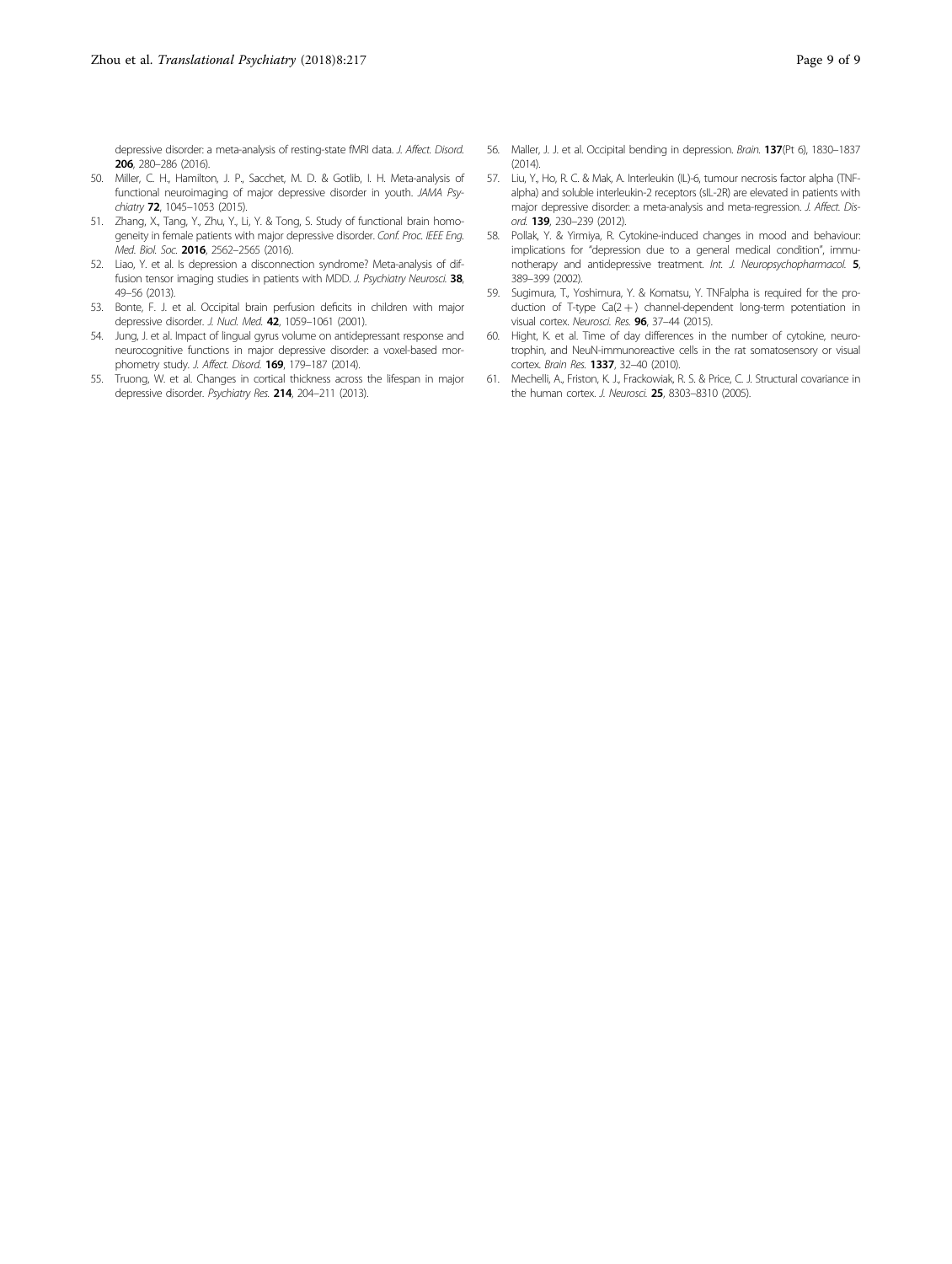depressive disorder: a meta-analysis of resting-state fMRI data. *J. Affect. Disord.* **206**, 280–286 (2016).

50. Miller, C. H., Hamilton, J. P., Sacchet, M. D. & Gotlib, I. H. Meta-analysis of functional neuroimaging of major depressive disorder in youth. *JAMA Psychiatry* **72**, 1045–1053 (2015).
51. Zhang, X., Tang, Y., Zhu, Y., Li, Y. & Tong, S. Study of functional brain homogeneity in female patients with major depressive disorder. *Conf. Proc. IEEE Eng. Med. Biol. Soc.* **2016**, 2562–2565 (2016).
52. Liao, Y. et al. Is depression a disconnection syndrome? Meta-analysis of diffusion tensor imaging studies in patients with MDD. *J. Psychiatry Neurosci.* **38**, 49–56 (2013).
53. Bonte, F. J. et al. Occipital brain perfusion deficits in children with major depressive disorder. *J. Nucl. Med.* **42**, 1059–1061 (2001).
54. Jung, J. et al. Impact of lingual gyrus volume on antidepressant response and neurocognitive functions in major depressive disorder: a voxel-based morphometry study. *J. Affect. Disord.* **169**, 179–187 (2014).
55. Truong, W. et al. Changes in cortical thickness across the lifespan in major depressive disorder. *Psychiatry Res.* **214**, 204–211 (2013).
56. Maller, J. J. et al. Occipital bending in depression. *Brain.* **137**(Pt 6), 1830–1837 (2014).
57. Liu, Y., Ho, R. C. & Mak, A. Interleukin (IL)-6, tumour necrosis factor alpha (TNF-alpha) and soluble interleukin-2 receptors (sIL-2R) are elevated in patients with major depressive disorder: a meta-analysis and meta-regression. *J. Affect. Disord.* **139**, 230–239 (2012).
58. Pollak, Y. & Yirmiya, R. Cytokine-induced changes in mood and behaviour: implications for "depression due to a general medical condition", immunotherapy and antidepressive treatment. *Int. J. Neuropsychopharmacol.* **5**, 389–399 (2002).
59. Sugimura, T., Yoshimura, Y. & Komatsu, Y. TNFalpha is required for the production of T-type Ca(2+) channel-dependent long-term potentiation in visual cortex. *Neurosci. Res.* **96**, 37–44 (2015).
60. Hight, K. et al. Time of day differences in the number of cytokine, neurotrophin, and NeuN-immunoreactive cells in the rat somatosensory or visual cortex. *Brain Res.* **1337**, 32–40 (2010).
61. Mechelli, A., Friston, K. J., Frackowiak, R. S. & Price, C. J. Structural covariance in the human cortex. *J. Neurosci.* **25**, 8303–8310 (2005).